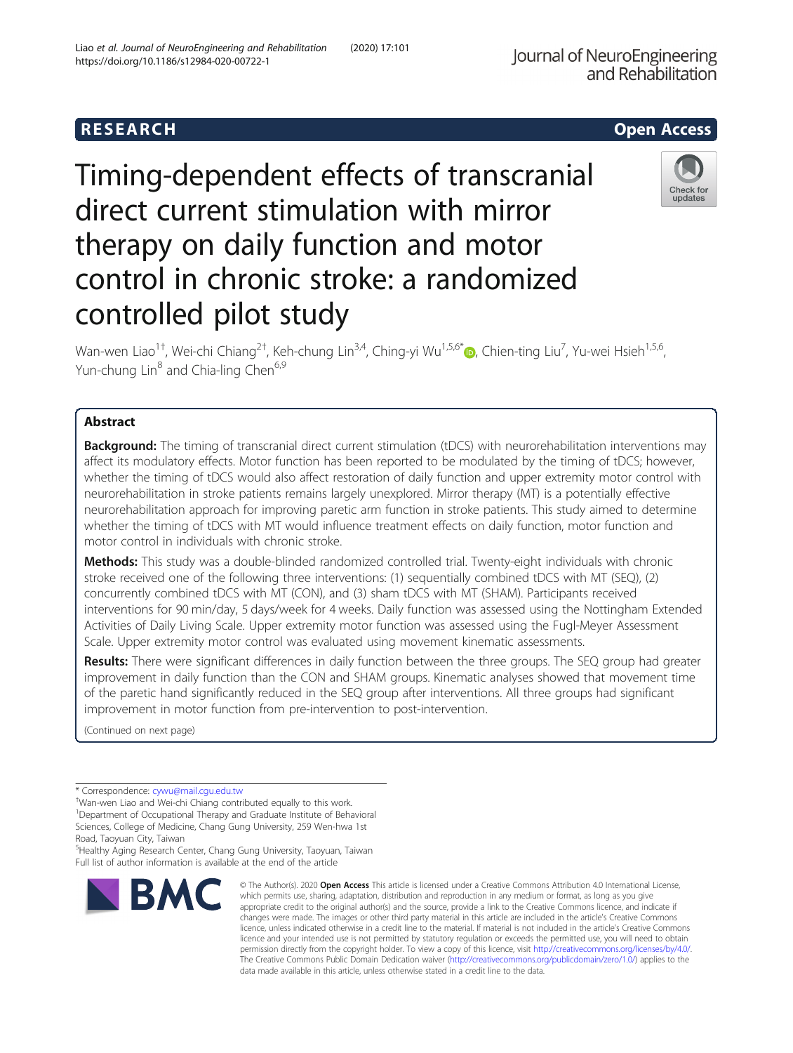RESEARCH Open Access

# Timing-dependent effects of transcranial direct current stimulation with mirror therapy on daily function and motor control in chronic stroke: a randomized controlled pilot study

Wan-wen Liao[1†], Wei-chi Chiang[2†], Keh-chung Lin[3,4], Ching-yi Wu[1,5,6*], Chien-ting Liu[7], Yu-wei Hsieh[1,5,6], Yun-chung Lin[8] and Chia-ling Chen[6,9]

## Abstract

**Background:** The timing of transcranial direct current stimulation (tDCS) with neurorehabilitation interventions may affect its modulatory effects. Motor function has been reported to be modulated by the timing of tDCS; however, whether the timing of tDCS would also affect restoration of daily function and upper extremity motor control with neurorehabilitation in stroke patients remains largely unexplored. Mirror therapy (MT) is a potentially effective neurorehabilitation approach for improving paretic arm function in stroke patients. This study aimed to determine whether the timing of tDCS with MT would influence treatment effects on daily function, motor function and motor control in individuals with chronic stroke.

**Methods:** This study was a double-blinded randomized controlled trial. Twenty-eight individuals with chronic stroke received one of the following three interventions: (1) sequentially combined tDCS with MT (SEQ), (2) concurrently combined tDCS with MT (CON), and (3) sham tDCS with MT (SHAM). Participants received interventions for 90 min/day, 5 days/week for 4 weeks. Daily function was assessed using the Nottingham Extended Activities of Daily Living Scale. Upper extremity motor function was assessed using the Fugl-Meyer Assessment Scale. Upper extremity motor control was evaluated using movement kinematic assessments.

**Results:** There were significant differences in daily function between the three groups. The SEQ group had greater improvement in daily function than the CON and SHAM groups. Kinematic analyses showed that movement time of the paretic hand significantly reduced in the SEQ group after interventions. All three groups had significant improvement in motor function from pre-intervention to post-intervention.

(Continued on next page)

---

\* Correspondence: cywu@mail.cgu.edu.tw
†Wan-wen Liao and Wei-chi Chiang contributed equally to this work.
[1]Department of Occupational Therapy and Graduate Institute of Behavioral Sciences, College of Medicine, Chang Gung University, 259 Wen-hwa 1st Road, Taoyuan City, Taiwan
[5]Healthy Aging Research Center, Chang Gung University, Taoyuan, Taiwan
Full list of author information is available at the end of the article

© The Author(s). 2020 **Open Access** This article is licensed under a Creative Commons Attribution 4.0 International License, which permits use, sharing, adaptation, distribution and reproduction in any medium or format, as long as you give appropriate credit to the original author(s) and the source, provide a link to the Creative Commons licence, and indicate if changes were made. The images or other third party material in this article are included in the article's Creative Commons licence, unless indicated otherwise in a credit line to the material. If material is not included in the article's Creative Commons licence and your intended use is not permitted by statutory regulation or exceeds the permitted use, you will need to obtain permission directly from the copyright holder. To view a copy of this licence, visit http://creativecommons.org/licenses/by/4.0/. The Creative Commons Public Domain Dedication waiver (http://creativecommons.org/publicdomain/zero/1.0/) applies to the data made available in this article, unless otherwise stated in a credit line to the data.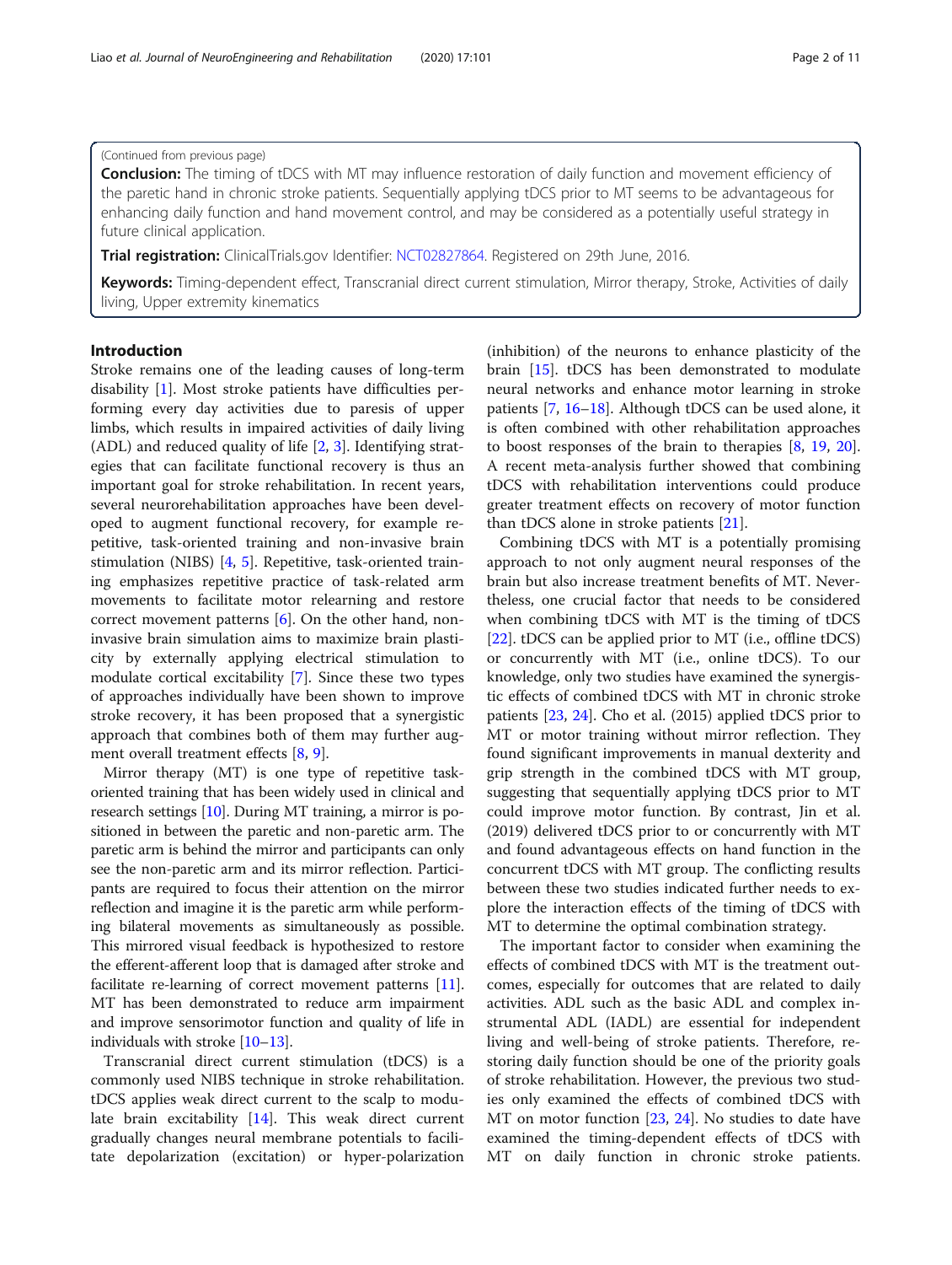(Continued from previous page)

**Conclusion:** The timing of tDCS with MT may influence restoration of daily function and movement efficiency of the paretic hand in chronic stroke patients. Sequentially applying tDCS prior to MT seems to be advantageous for enhancing daily function and hand movement control, and may be considered as a potentially useful strategy in future clinical application.

**Trial registration:** ClinicalTrials.gov Identifier: NCT02827864. Registered on 29th June, 2016.

**Keywords:** Timing-dependent effect, Transcranial direct current stimulation, Mirror therapy, Stroke, Activities of daily living, Upper extremity kinematics

## Introduction

Stroke remains one of the leading causes of long-term disability [1]. Most stroke patients have difficulties performing every day activities due to paresis of upper limbs, which results in impaired activities of daily living (ADL) and reduced quality of life [2, 3]. Identifying strategies that can facilitate functional recovery is thus an important goal for stroke rehabilitation. In recent years, several neurorehabilitation approaches have been developed to augment functional recovery, for example repetitive, task-oriented training and non-invasive brain stimulation (NIBS) [4, 5]. Repetitive, task-oriented training emphasizes repetitive practice of task-related arm movements to facilitate motor relearning and restore correct movement patterns [6]. On the other hand, non-invasive brain simulation aims to maximize brain plasticity by externally applying electrical stimulation to modulate cortical excitability [7]. Since these two types of approaches individually have been shown to improve stroke recovery, it has been proposed that a synergistic approach that combines both of them may further augment overall treatment effects [8, 9].

Mirror therapy (MT) is one type of repetitive task-oriented training that has been widely used in clinical and research settings [10]. During MT training, a mirror is positioned in between the paretic and non-paretic arm. The paretic arm is behind the mirror and participants can only see the non-paretic arm and its mirror reflection. Participants are required to focus their attention on the mirror reflection and imagine it is the paretic arm while performing bilateral movements as simultaneously as possible. This mirrored visual feedback is hypothesized to restore the efferent-afferent loop that is damaged after stroke and facilitate re-learning of correct movement patterns [11]. MT has been demonstrated to reduce arm impairment and improve sensorimotor function and quality of life in individuals with stroke [10–13].

Transcranial direct current stimulation (tDCS) is a commonly used NIBS technique in stroke rehabilitation. tDCS applies weak direct current to the scalp to modulate brain excitability [14]. This weak direct current gradually changes neural membrane potentials to facilitate depolarization (excitation) or hyper-polarization (inhibition) of the neurons to enhance plasticity of the brain [15]. tDCS has been demonstrated to modulate neural networks and enhance motor learning in stroke patients [7, 16–18]. Although tDCS can be used alone, it is often combined with other rehabilitation approaches to boost responses of the brain to therapies [8, 19, 20]. A recent meta-analysis further showed that combining tDCS with rehabilitation interventions could produce greater treatment effects on recovery of motor function than tDCS alone in stroke patients [21].

Combining tDCS with MT is a potentially promising approach to not only augment neural responses of the brain but also increase treatment benefits of MT. Nevertheless, one crucial factor that needs to be considered when combining tDCS with MT is the timing of tDCS [22]. tDCS can be applied prior to MT (i.e., offline tDCS) or concurrently with MT (i.e., online tDCS). To our knowledge, only two studies have examined the synergistic effects of combined tDCS with MT in chronic stroke patients [23, 24]. Cho et al. (2015) applied tDCS prior to MT or motor training without mirror reflection. They found significant improvements in manual dexterity and grip strength in the combined tDCS with MT group, suggesting that sequentially applying tDCS prior to MT could improve motor function. By contrast, Jin et al. (2019) delivered tDCS prior to or concurrently with MT and found advantageous effects on hand function in the concurrent tDCS with MT group. The conflicting results between these two studies indicated further needs to explore the interaction effects of the timing of tDCS with MT to determine the optimal combination strategy.

The important factor to consider when examining the effects of combined tDCS with MT is the treatment outcomes, especially for outcomes that are related to daily activities. ADL such as the basic ADL and complex instrumental ADL (IADL) are essential for independent living and well-being of stroke patients. Therefore, restoring daily function should be one of the priority goals of stroke rehabilitation. However, the previous two studies only examined the effects of combined tDCS with MT on motor function [23, 24]. No studies to date have examined the timing-dependent effects of tDCS with MT on daily function in chronic stroke patients.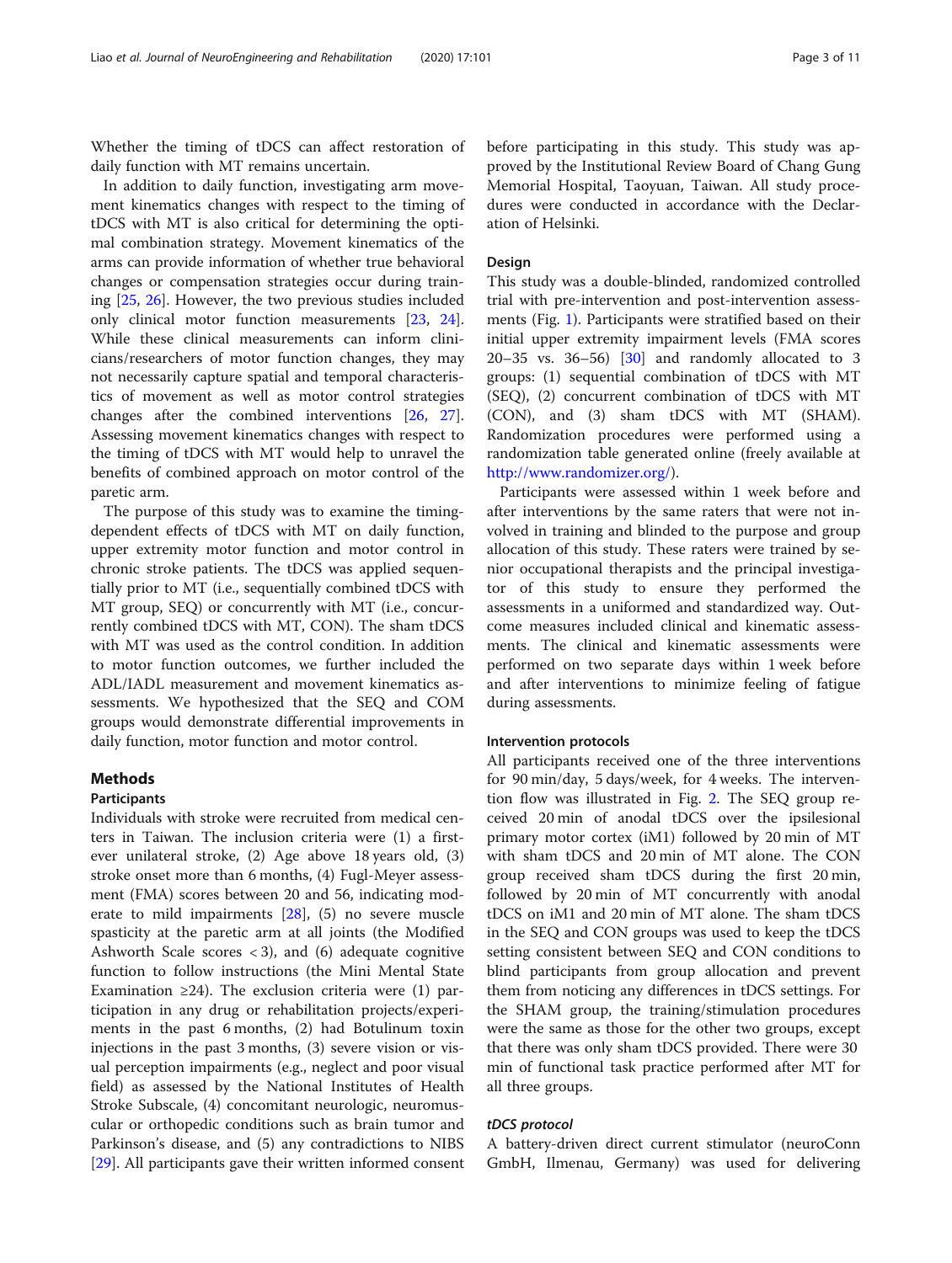Whether the timing of tDCS can affect restoration of daily function with MT remains uncertain.

In addition to daily function, investigating arm movement kinematics changes with respect to the timing of tDCS with MT is also critical for determining the optimal combination strategy. Movement kinematics of the arms can provide information of whether true behavioral changes or compensation strategies occur during training [25, 26]. However, the two previous studies included only clinical motor function measurements [23, 24]. While these clinical measurements can inform clinicians/researchers of motor function changes, they may not necessarily capture spatial and temporal characteristics of movement as well as motor control strategies changes after the combined interventions [26, 27]. Assessing movement kinematics changes with respect to the timing of tDCS with MT would help to unravel the benefits of combined approach on motor control of the paretic arm.

The purpose of this study was to examine the timing-dependent effects of tDCS with MT on daily function, upper extremity motor function and motor control in chronic stroke patients. The tDCS was applied sequentially prior to MT (i.e., sequentially combined tDCS with MT group, SEQ) or concurrently with MT (i.e., concurrently combined tDCS with MT, CON). The sham tDCS with MT was used as the control condition. In addition to motor function outcomes, we further included the ADL/IADL measurement and movement kinematics assessments. We hypothesized that the SEQ and COM groups would demonstrate differential improvements in daily function, motor function and motor control.

## Methods

### Participants

Individuals with stroke were recruited from medical centers in Taiwan. The inclusion criteria were (1) a first-ever unilateral stroke, (2) Age above 18 years old, (3) stroke onset more than 6 months, (4) Fugl-Meyer assessment (FMA) scores between 20 and 56, indicating moderate to mild impairments [28], (5) no severe muscle spasticity at the paretic arm at all joints (the Modified Ashworth Scale scores < 3), and (6) adequate cognitive function to follow instructions (the Mini Mental State Examination ≥24). The exclusion criteria were (1) participation in any drug or rehabilitation projects/experiments in the past 6 months, (2) had Botulinum toxin injections in the past 3 months, (3) severe vision or visual perception impairments (e.g., neglect and poor visual field) as assessed by the National Institutes of Health Stroke Subscale, (4) concomitant neurologic, neuromuscular or orthopedic conditions such as brain tumor and Parkinson's disease, and (5) any contradictions to NIBS [29]. All participants gave their written informed consent before participating in this study. This study was approved by the Institutional Review Board of Chang Gung Memorial Hospital, Taoyuan, Taiwan. All study procedures were conducted in accordance with the Declaration of Helsinki.

### Design

This study was a double-blinded, randomized controlled trial with pre-intervention and post-intervention assessments (Fig. 1). Participants were stratified based on their initial upper extremity impairment levels (FMA scores 20–35 vs. 36–56) [30] and randomly allocated to 3 groups: (1) sequential combination of tDCS with MT (SEQ), (2) concurrent combination of tDCS with MT (CON), and (3) sham tDCS with MT (SHAM). Randomization procedures were performed using a randomization table generated online (freely available at http://www.randomizer.org/).

Participants were assessed within 1 week before and after interventions by the same raters that were not involved in training and blinded to the purpose and group allocation of this study. These raters were trained by senior occupational therapists and the principal investigator of this study to ensure they performed the assessments in a uniformed and standardized way. Outcome measures included clinical and kinematic assessments. The clinical and kinematic assessments were performed on two separate days within 1 week before and after interventions to minimize feeling of fatigue during assessments.

### Intervention protocols

All participants received one of the three interventions for 90 min/day, 5 days/week, for 4 weeks. The intervention flow was illustrated in Fig. 2. The SEQ group received 20 min of anodal tDCS over the ipsilesional primary motor cortex (iM1) followed by 20 min of MT with sham tDCS and 20 min of MT alone. The CON group received sham tDCS during the first 20 min, followed by 20 min of MT concurrently with anodal tDCS on iM1 and 20 min of MT alone. The sham tDCS in the SEQ and CON groups was used to keep the tDCS setting consistent between SEQ and CON conditions to blind participants from group allocation and prevent them from noticing any differences in tDCS settings. For the SHAM group, the training/stimulation procedures were the same as those for the other two groups, except that there was only sham tDCS provided. There were 30 min of functional task practice performed after MT for all three groups.

#### *tDCS protocol*

A battery-driven direct current stimulator (neuroConn GmbH, Ilmenau, Germany) was used for delivering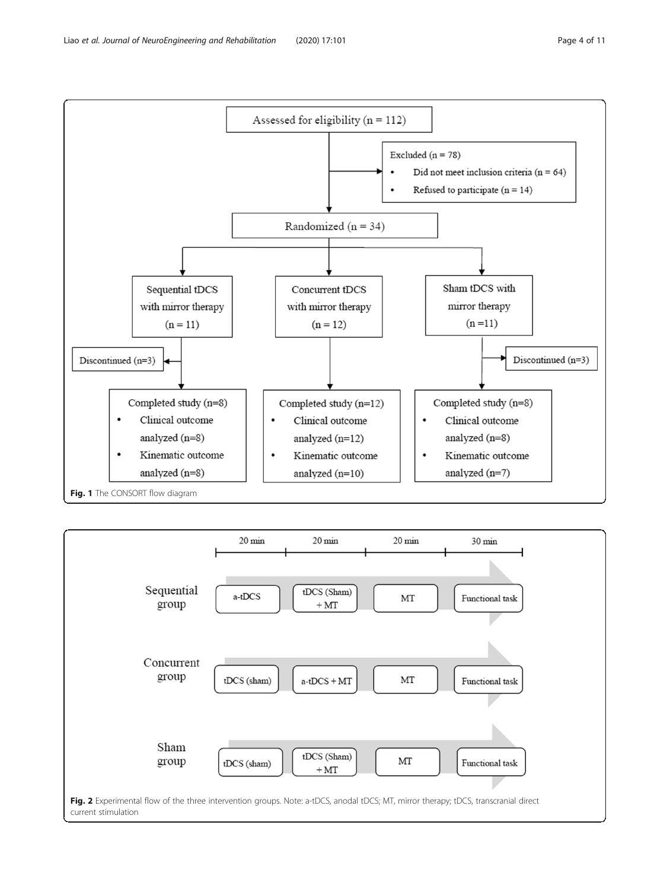Assessed for eligibility (n = 112)

Excluded (n = 78)
- Did not meet inclusion criteria (n = 64)
- Refused to participate (n = 14)

Randomized (n = 34)

| Sequential tDCS with mirror therapy (n = 11) | Concurrent tDCS with mirror therapy (n = 12) | Sham tDCS with mirror therapy (n = 11) |
| --- | --- | --- |
| Discontinued (n=3) | | Discontinued (n=3) |
| Completed study (n=8) | Completed study (n=12) | Completed study (n=8) |
| Clinical outcome analyzed (n=8) | Clinical outcome analyzed (n=12) | Clinical outcome analyzed (n=8) |
| Kinematic outcome analyzed (n=8) | Kinematic outcome analyzed (n=10) | Kinematic outcome analyzed (n=7) |

**Fig. 1** The CONSORT flow diagram

| | 20 min | 20 min | 20 min | 30 min |
| --- | --- | --- | --- | --- |
| Sequential group | a-tDCS | tDCS (Sham) + MT | MT | Functional task |
| Concurrent group | tDCS (sham) | a-tDCS + MT | MT | Functional task |
| Sham group | tDCS (sham) | tDCS (Sham) + MT | MT | Functional task |

**Fig. 2** Experimental flow of the three intervention groups. Note: a-tDCS, anodal tDCS; MT, mirror therapy; tDCS, transcranial direct current stimulation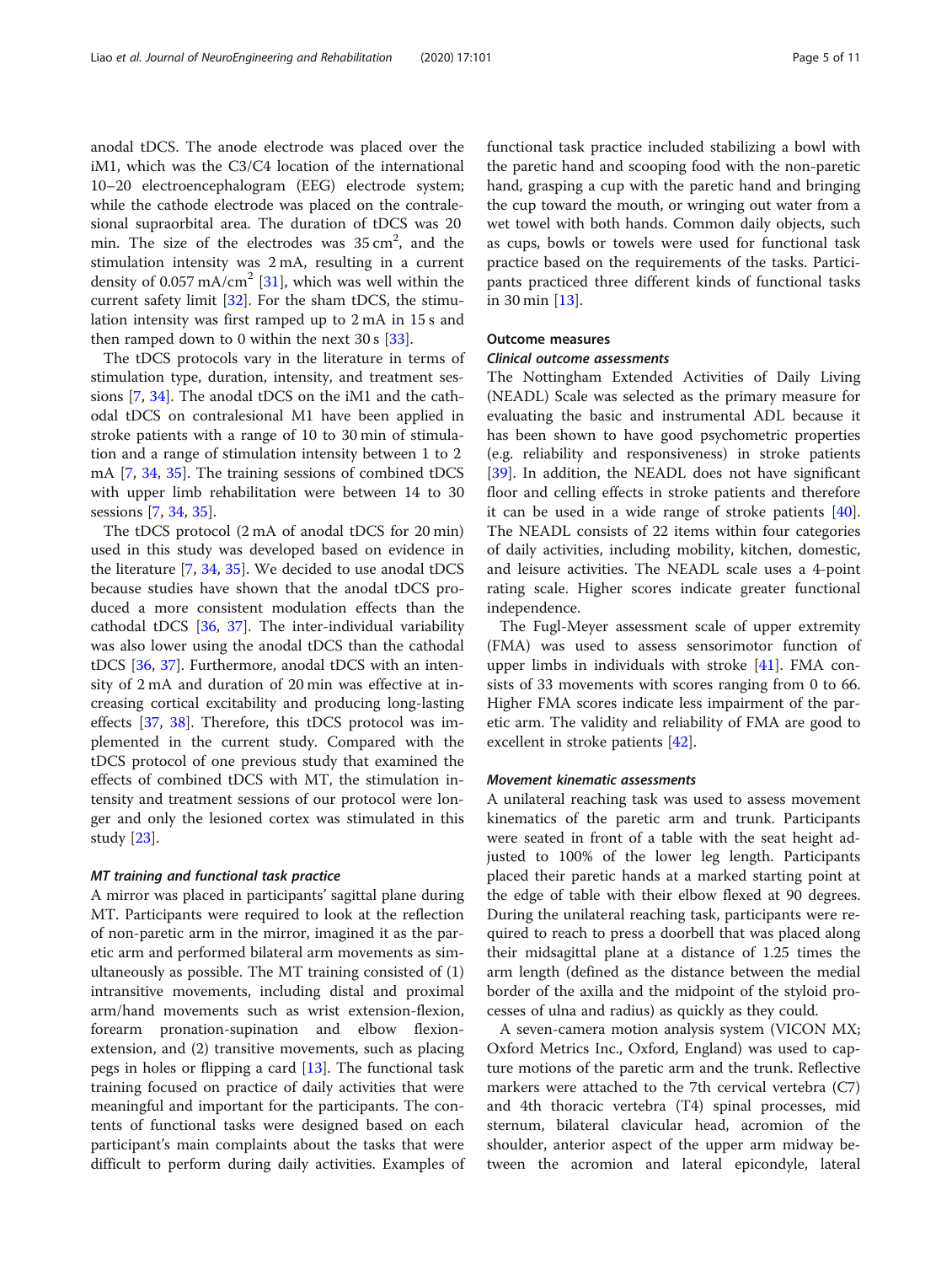anodal tDCS. The anode electrode was placed over the iM1, which was the C3/C4 location of the international 10–20 electroencephalogram (EEG) electrode system; while the cathode electrode was placed on the contralesional supraorbital area. The duration of tDCS was 20 min. The size of the electrodes was 35 $cm^2$, and the stimulation intensity was 2 mA, resulting in a current density of 0.057 $mA/cm^2$ [31], which was well within the current safety limit [32]. For the sham tDCS, the stimulation intensity was first ramped up to 2 mA in 15 s and then ramped down to 0 within the next 30 s [33].

The tDCS protocols vary in the literature in terms of stimulation type, duration, intensity, and treatment sessions [7, 34]. The anodal tDCS on the iM1 and the cathodal tDCS on contralesional M1 have been applied in stroke patients with a range of 10 to 30 min of stimulation and a range of stimulation intensity between 1 to 2 mA [7, 34, 35]. The training sessions of combined tDCS with upper limb rehabilitation were between 14 to 30 sessions [7, 34, 35].

The tDCS protocol (2 mA of anodal tDCS for 20 min) used in this study was developed based on evidence in the literature [7, 34, 35]. We decided to use anodal tDCS because studies have shown that the anodal tDCS produced a more consistent modulation effects than the cathodal tDCS [36, 37]. The inter-individual variability was also lower using the anodal tDCS than the cathodal tDCS [36, 37]. Furthermore, anodal tDCS with an intensity of 2 mA and duration of 20 min was effective at increasing cortical excitability and producing long-lasting effects [37, 38]. Therefore, this tDCS protocol was implemented in the current study. Compared with the tDCS protocol of one previous study that examined the effects of combined tDCS with MT, the stimulation intensity and treatment sessions of our protocol were longer and only the lesioned cortex was stimulated in this study [23].

#### *MT training and functional task practice*

A mirror was placed in participants' sagittal plane during MT. Participants were required to look at the reflection of non-paretic arm in the mirror, imagined it as the paretic arm and performed bilateral arm movements as simultaneously as possible. The MT training consisted of (1) intransitive movements, including distal and proximal arm/hand movements such as wrist extension-flexion, forearm pronation-supination and elbow flexion-extension, and (2) transitive movements, such as placing pegs in holes or flipping a card [13]. The functional task training focused on practice of daily activities that were meaningful and important for the participants. The contents of functional tasks were designed based on each participant's main complaints about the tasks that were difficult to perform during daily activities. Examples of functional task practice included stabilizing a bowl with the paretic hand and scooping food with the non-paretic hand, grasping a cup with the paretic hand and bringing the cup toward the mouth, or wringing out water from a wet towel with both hands. Common daily objects, such as cups, bowls or towels were used for functional task practice based on the requirements of the tasks. Participants practiced three different kinds of functional tasks in 30 min [13].

### Outcome measures

#### *Clinical outcome assessments*

The Nottingham Extended Activities of Daily Living (NEADL) Scale was selected as the primary measure for evaluating the basic and instrumental ADL because it has been shown to have good psychometric properties (e.g. reliability and responsiveness) in stroke patients [39]. In addition, the NEADL does not have significant floor and celling effects in stroke patients and therefore it can be used in a wide range of stroke patients [40]. The NEADL consists of 22 items within four categories of daily activities, including mobility, kitchen, domestic, and leisure activities. The NEADL scale uses a 4-point rating scale. Higher scores indicate greater functional independence.

The Fugl-Meyer assessment scale of upper extremity (FMA) was used to assess sensorimotor function of upper limbs in individuals with stroke [41]. FMA consists of 33 movements with scores ranging from 0 to 66. Higher FMA scores indicate less impairment of the paretic arm. The validity and reliability of FMA are good to excellent in stroke patients [42].

#### *Movement kinematic assessments*

A unilateral reaching task was used to assess movement kinematics of the paretic arm and trunk. Participants were seated in front of a table with the seat height adjusted to 100% of the lower leg length. Participants placed their paretic hands at a marked starting point at the edge of table with their elbow flexed at 90 degrees. During the unilateral reaching task, participants were required to reach to press a doorbell that was placed along their midsagittal plane at a distance of 1.25 times the arm length (defined as the distance between the medial border of the axilla and the midpoint of the styloid processes of ulna and radius) as quickly as they could.

A seven-camera motion analysis system (VICON MX; Oxford Metrics Inc., Oxford, England) was used to capture motions of the paretic arm and the trunk. Reflective markers were attached to the 7th cervical vertebra (C7) and 4th thoracic vertebra (T4) spinal processes, mid sternum, bilateral clavicular head, acromion of the shoulder, anterior aspect of the upper arm midway between the acromion and lateral epicondyle, lateral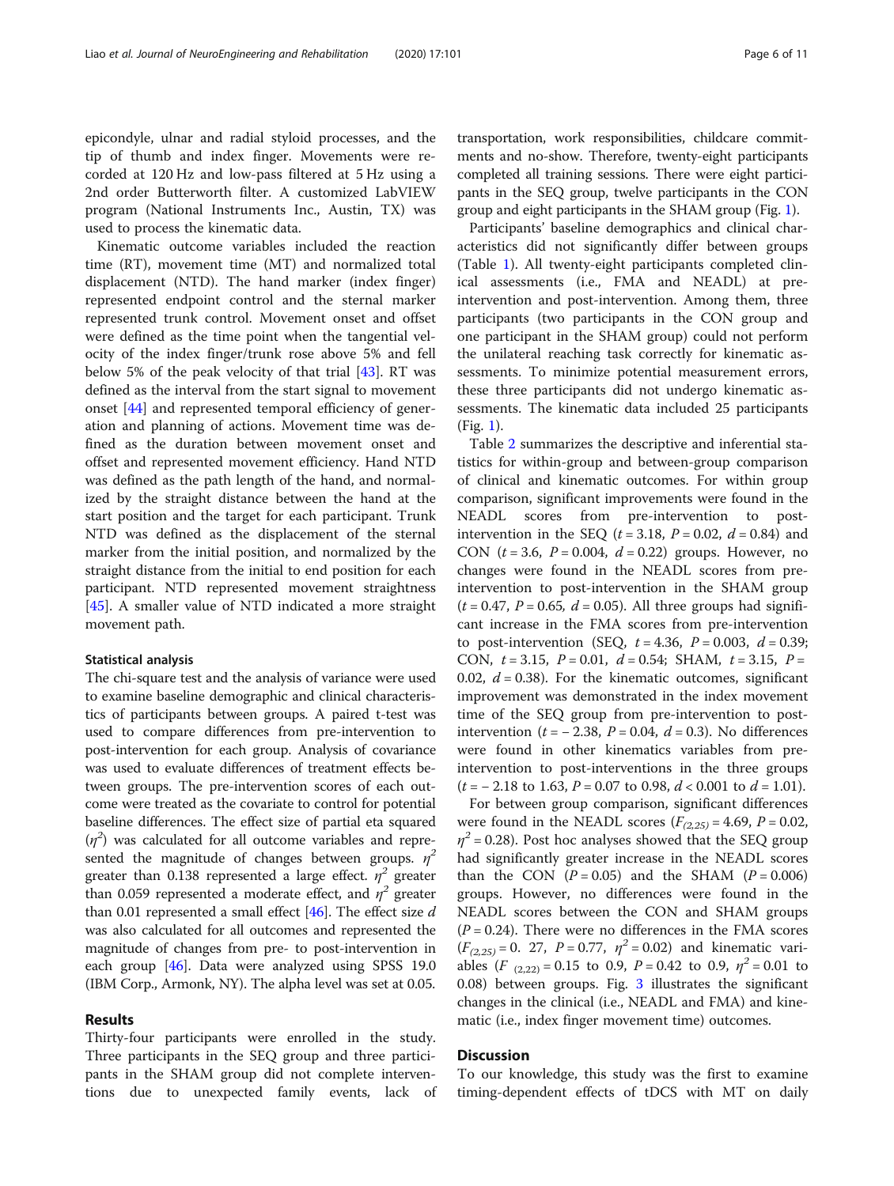epicondyle, ulnar and radial styloid processes, and the tip of thumb and index finger. Movements were recorded at 120 Hz and low-pass filtered at 5 Hz using a 2nd order Butterworth filter. A customized LabVIEW program (National Instruments Inc., Austin, TX) was used to process the kinematic data.

Kinematic outcome variables included the reaction time (RT), movement time (MT) and normalized total displacement (NTD). The hand marker (index finger) represented endpoint control and the sternal marker represented trunk control. Movement onset and offset were defined as the time point when the tangential velocity of the index finger/trunk rose above 5% and fell below 5% of the peak velocity of that trial [43]. RT was defined as the interval from the start signal to movement onset [44] and represented temporal efficiency of generation and planning of actions. Movement time was defined as the duration between movement onset and offset and represented movement efficiency. Hand NTD was defined as the path length of the hand, and normalized by the straight distance between the hand at the start position and the target for each participant. Trunk NTD was defined as the displacement of the sternal marker from the initial position, and normalized by the straight distance from the initial to end position for each participant. NTD represented movement straightness [45]. A smaller value of NTD indicated a more straight movement path.

### Statistical analysis

The chi-square test and the analysis of variance were used to examine baseline demographic and clinical characteristics of participants between groups. A paired t-test was used to compare differences from pre-intervention to post-intervention for each group. Analysis of covariance was used to evaluate differences of treatment effects between groups. The pre-intervention scores of each outcome were treated as the covariate to control for potential baseline differences. The effect size of partial eta squared ($\eta^2$) was calculated for all outcome variables and represented the magnitude of changes between groups. $\eta^2$ greater than 0.138 represented a large effect. $\eta^2$ greater than 0.059 represented a moderate effect, and $\eta^2$ greater than 0.01 represented a small effect [46]. The effect size $d$ was also calculated for all outcomes and represented the magnitude of changes from pre- to post-intervention in each group [46]. Data were analyzed using SPSS 19.0 (IBM Corp., Armonk, NY). The alpha level was set at 0.05.

## Results

Thirty-four participants were enrolled in the study. Three participants in the SEQ group and three participants in the SHAM group did not complete interventions due to unexpected family events, lack of transportation, work responsibilities, childcare commitments and no-show. Therefore, twenty-eight participants completed all training sessions. There were eight participants in the SEQ group, twelve participants in the CON group and eight participants in the SHAM group (Fig. 1).

Participants' baseline demographics and clinical characteristics did not significantly differ between groups (Table 1). All twenty-eight participants completed clinical assessments (i.e., FMA and NEADL) at pre-intervention and post-intervention. Among them, three participants (two participants in the CON group and one participant in the SHAM group) could not perform the unilateral reaching task correctly for kinematic assessments. To minimize potential measurement errors, these three participants did not undergo kinematic assessments. The kinematic data included 25 participants (Fig. 1).

Table 2 summarizes the descriptive and inferential statistics for within-group and between-group comparison of clinical and kinematic outcomes. For within group comparison, significant improvements were found in the NEADL scores from pre-intervention to post-intervention in the SEQ ($t = 3.18$, $P = 0.02$, $d = 0.84$) and CON ($t = 3.6$, $P = 0.004$, $d = 0.22$) groups. However, no changes were found in the NEADL scores from pre-intervention to post-intervention in the SHAM group ($t = 0.47$, $P = 0.65$, $d = 0.05$). All three groups had significant increase in the FMA scores from pre-intervention to post-intervention (SEQ, $t = 4.36$, $P = 0.003$, $d = 0.39$; CON, $t = 3.15$, $P = 0.01$, $d = 0.54$; SHAM, $t = 3.15$, $P = 0.02$, $d = 0.38$). For the kinematic outcomes, significant improvement was demonstrated in the index movement time of the SEQ group from pre-intervention to post-intervention ($t = -2.38$, $P = 0.04$, $d = 0.3$). No differences were found in other kinematics variables from pre-intervention to post-interventions in the three groups ($t = -2.18$ to $1.63$, $P = 0.07$ to $0.98$, $d < 0.001$ to $d = 1.01$).

For between group comparison, significant differences were found in the NEADL scores ($F_{(2,25)} = 4.69$, $P = 0.02$, $\eta^2 = 0.28$). Post hoc analyses showed that the SEQ group had significantly greater increase in the NEADL scores than the CON ($P = 0.05$) and the SHAM ($P = 0.006$) groups. However, no differences were found in the NEADL scores between the CON and SHAM groups ($P = 0.24$). There were no differences in the FMA scores ($F_{(2,25)} = 0.27$, $P = 0.77$, $\eta^2 = 0.02$) and kinematic variables ($F_{(2,22)} = 0.15$ to $0.9$, $P = 0.42$ to $0.9$, $\eta^2 = 0.01$ to $0.08$) between groups. Fig. 3 illustrates the significant changes in the clinical (i.e., NEADL and FMA) and kinematic (i.e., index finger movement time) outcomes.

## Discussion

To our knowledge, this study was the first to examine timing-dependent effects of tDCS with MT on daily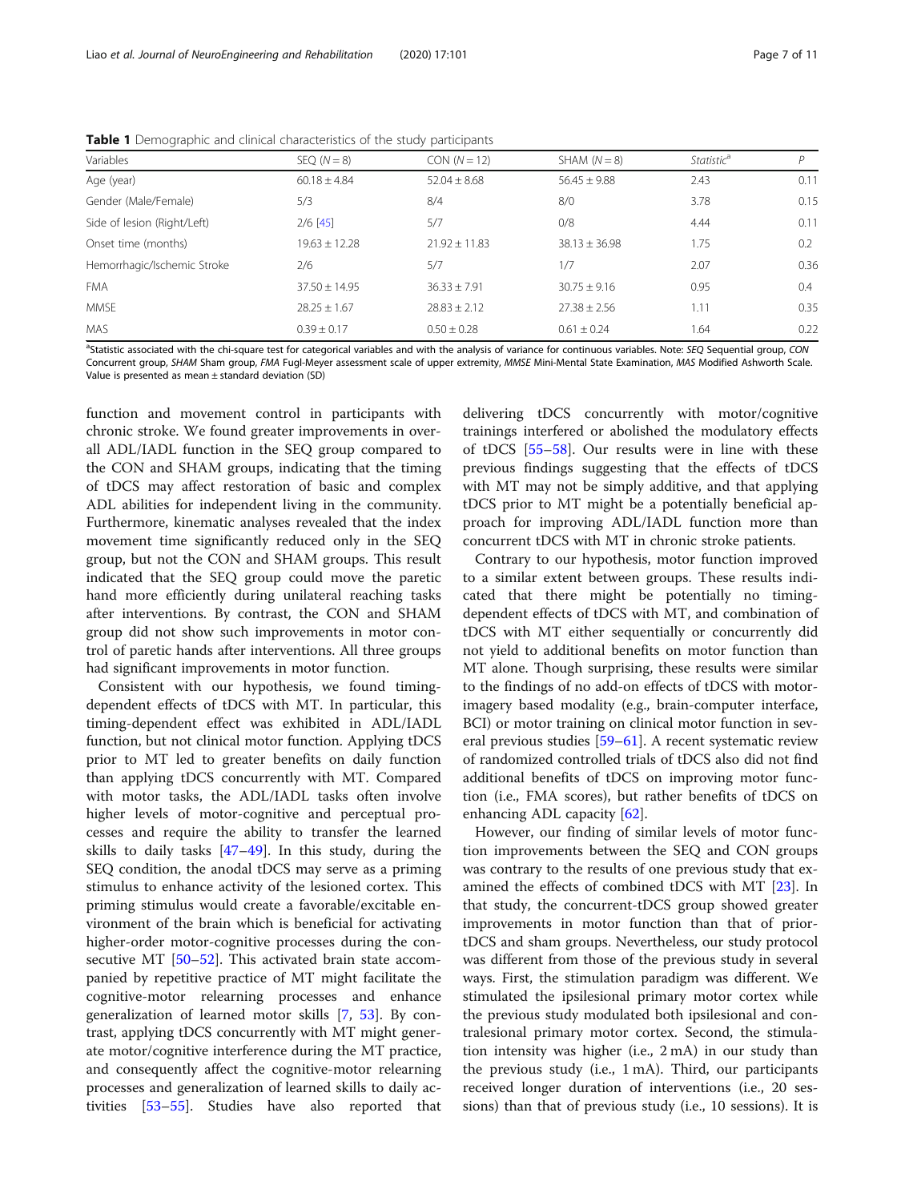**Table 1** Demographic and clinical characteristics of the study participants

| Variables | SEQ (*N* = 8) | CON (*N* = 12) | SHAM (*N* = 8) | *Statistic*[a] | *P* |
|---|---|---|---|---|---|
| Age (year) | 60.18 ± 4.84 | 52.04 ± 8.68 | 56.45 ± 9.88 | 2.43 | 0.11 |
| Gender (Male/Female) | 5/3 | 8/4 | 8/0 | 3.78 | 0.15 |
| Side of lesion (Right/Left) | 2/6 [45] | 5/7 | 0/8 | 4.44 | 0.11 |
| Onset time (months) | 19.63 ± 12.28 | 21.92 ± 11.83 | 38.13 ± 36.98 | 1.75 | 0.2 |
| Hemorrhagic/Ischemic Stroke | 2/6 | 5/7 | 1/7 | 2.07 | 0.36 |
| FMA | 37.50 ± 14.95 | 36.33 ± 7.91 | 30.75 ± 9.16 | 0.95 | 0.4 |
| MMSE | 28.25 ± 1.67 | 28.83 ± 2.12 | 27.38 ± 2.56 | 1.11 | 0.35 |
| MAS | 0.39 ± 0.17 | 0.50 ± 0.28 | 0.61 ± 0.24 | 1.64 | 0.22 |

[a]Statistic associated with the chi-square test for categorical variables and with the analysis of variance for continuous variables. Note: *SEQ* Sequential group, *CON* Concurrent group, *SHAM* Sham group, *FMA* Fugl-Meyer assessment scale of upper extremity, *MMSE* Mini-Mental State Examination, *MAS* Modified Ashworth Scale. Value is presented as mean ± standard deviation (SD)

function and movement control in participants with chronic stroke. We found greater improvements in overall ADL/IADL function in the SEQ group compared to the CON and SHAM groups, indicating that the timing of tDCS may affect restoration of basic and complex ADL abilities for independent living in the community. Furthermore, kinematic analyses revealed that the index movement time significantly reduced only in the SEQ group, but not the CON and SHAM groups. This result indicated that the SEQ group could move the paretic hand more efficiently during unilateral reaching tasks after interventions. By contrast, the CON and SHAM group did not show such improvements in motor control of paretic hands after interventions. All three groups had significant improvements in motor function.

Consistent with our hypothesis, we found timing-dependent effects of tDCS with MT. In particular, this timing-dependent effect was exhibited in ADL/IADL function, but not clinical motor function. Applying tDCS prior to MT led to greater benefits on daily function than applying tDCS concurrently with MT. Compared with motor tasks, the ADL/IADL tasks often involve higher levels of motor-cognitive and perceptual processes and require the ability to transfer the learned skills to daily tasks [47–49]. In this study, during the SEQ condition, the anodal tDCS may serve as a priming stimulus to enhance activity of the lesioned cortex. This priming stimulus would create a favorable/excitable environment of the brain which is beneficial for activating higher-order motor-cognitive processes during the consecutive MT [50–52]. This activated brain state accompanied by repetitive practice of MT might facilitate the cognitive-motor relearning processes and enhance generalization of learned motor skills [7, 53]. By contrast, applying tDCS concurrently with MT might generate motor/cognitive interference during the MT practice, and consequently affect the cognitive-motor relearning processes and generalization of learned skills to daily activities [53–55]. Studies have also reported that delivering tDCS concurrently with motor/cognitive trainings interfered or abolished the modulatory effects of tDCS [55–58]. Our results were in line with these previous findings suggesting that the effects of tDCS with MT may not be simply additive, and that applying tDCS prior to MT might be a potentially beneficial approach for improving ADL/IADL function more than concurrent tDCS with MT in chronic stroke patients.

Contrary to our hypothesis, motor function improved to a similar extent between groups. These results indicated that there might be potentially no timing-dependent effects of tDCS with MT, and combination of tDCS with MT either sequentially or concurrently did not yield to additional benefits on motor function than MT alone. Though surprising, these results were similar to the findings of no add-on effects of tDCS with motor-imagery based modality (e.g., brain-computer interface, BCI) or motor training on clinical motor function in several previous studies [59–61]. A recent systematic review of randomized controlled trials of tDCS also did not find additional benefits of tDCS on improving motor function (i.e., FMA scores), but rather benefits of tDCS on enhancing ADL capacity [62].

However, our finding of similar levels of motor function improvements between the SEQ and CON groups was contrary to the results of one previous study that examined the effects of combined tDCS with MT [23]. In that study, the concurrent-tDCS group showed greater improvements in motor function than that of prior-tDCS and sham groups. Nevertheless, our study protocol was different from those of the previous study in several ways. First, the stimulation paradigm was different. We stimulated the ipsilesional primary motor cortex while the previous study modulated both ipsilesional and contralesional primary motor cortex. Second, the stimulation intensity was higher (i.e., 2 mA) in our study than the previous study (i.e., 1 mA). Third, our participants received longer duration of interventions (i.e., 20 sessions) than that of previous study (i.e., 10 sessions). It is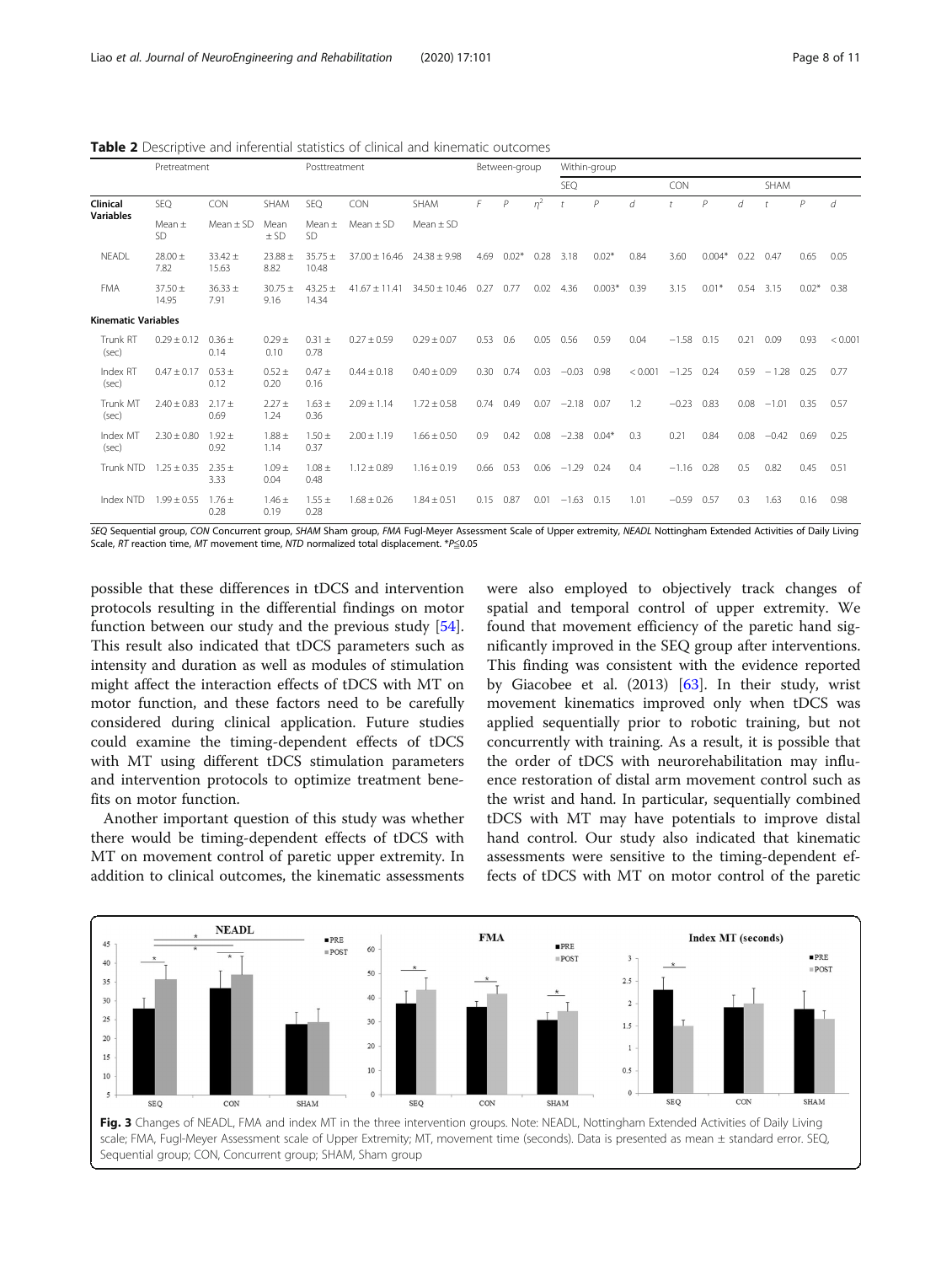**Table 2** Descriptive and inferential statistics of clinical and kinematic outcomes

| | Pretreatment | | | Posttreatment | | | Between-group | | | Within-group | | | | | | | | |
|---|---|---|---|---|---|---|---|---|---|---|---|---|---|---|---|---|---|---|
| | | | | | | | | | | SEQ | | | CON | | | SHAM | | |
| **Clinical Variables** | SEQ | CON | SHAM | SEQ | CON | SHAM | *F* | *P* | $\eta^2$ | *t* | *P* | *d* | *t* | *P* | *d* | *t* | *P* | *d* |
| | Mean ± SD | Mean ± SD | Mean ± SD | Mean ± SD | Mean ± SD | Mean ± SD | | | | | | | | | | | | |
| NEADL | 28.00 ± 7.82 | 33.42 ± 15.63 | 23.88 ± 8.82 | 35.75 ± 10.48 | 37.00 ± 16.46 | 24.38 ± 9.98 | 4.69 | 0.02* | 0.28 | 3.18 | 0.02* | 0.84 | 3.60 | 0.004* | 0.22 | 0.47 | 0.65 | 0.05 |
| FMA | 37.50 ± 14.95 | 36.33 ± 7.91 | 30.75 ± 9.16 | 43.25 ± 14.34 | 41.67 ± 11.41 | 34.50 ± 10.46 | 0.27 | 0.77 | 0.02 | 4.36 | 0.003* | 0.39 | 3.15 | 0.01* | 0.54 | 3.15 | 0.02* | 0.38 |
| **Kinematic Variables** | | | | | | | | | | | | | | | | | | |
| Trunk RT (sec) | 0.29 ± 0.12 | 0.36 ± 0.14 | 0.29 ± 0.10 | 0.31 ± 0.78 | 0.27 ± 0.59 | 0.29 ± 0.07 | 0.53 | 0.6 | 0.05 | 0.56 | 0.59 | 0.04 | −1.58 | 0.15 | 0.21 | 0.09 | 0.93 | < 0.001 |
| Index RT (sec) | 0.47 ± 0.17 | 0.53 ± 0.12 | 0.52 ± 0.20 | 0.47 ± 0.16 | 0.44 ± 0.18 | 0.40 ± 0.09 | 0.30 | 0.74 | 0.03 | −0.03 | 0.98 | < 0.001 | −1.25 | 0.24 | 0.59 | −1.28 | 0.25 | 0.77 |
| Trunk MT (sec) | 2.40 ± 0.83 | 2.17 ± 0.69 | 2.27 ± 1.24 | 1.63 ± 0.36 | 2.09 ± 1.14 | 1.72 ± 0.58 | 0.74 | 0.49 | 0.07 | −2.18 | 0.07 | 1.2 | −0.23 | 0.83 | 0.08 | −1.01 | 0.35 | 0.57 |
| Index MT (sec) | 2.30 ± 0.80 | 1.92 ± 0.92 | 1.88 ± 1.14 | 1.50 ± 0.37 | 2.00 ± 1.19 | 1.66 ± 0.50 | 0.9 | 0.42 | 0.08 | −2.38 | 0.04* | 0.3 | 0.21 | 0.84 | 0.08 | −0.42 | 0.69 | 0.25 |
| Trunk NTD | 1.25 ± 0.35 | 2.35 ± 3.33 | 1.09 ± 0.04 | 1.08 ± 0.48 | 1.12 ± 0.89 | 1.16 ± 0.19 | 0.66 | 0.53 | 0.06 | −1.29 | 0.24 | 0.4 | −1.16 | 0.28 | 0.5 | 0.82 | 0.45 | 0.51 |
| Index NTD | 1.99 ± 0.55 | 1.76 ± 0.28 | 1.46 ± 0.19 | 1.55 ± 0.28 | 1.68 ± 0.26 | 1.84 ± 0.51 | 0.15 | 0.87 | 0.01 | −1.63 | 0.15 | 1.01 | −0.59 | 0.57 | 0.3 | 1.63 | 0.16 | 0.98 |

*SEQ* Sequential group, *CON* Concurrent group, *SHAM* Sham group, *FMA* Fugl-Meyer Assessment Scale of Upper extremity, *NEADL* Nottingham Extended Activities of Daily Living Scale, *RT* reaction time, *MT* movement time, *NTD* normalized total displacement. *$P \leq 0.05$

possible that these differences in tDCS and intervention protocols resulting in the differential findings on motor function between our study and the previous study [54]. This result also indicated that tDCS parameters such as intensity and duration as well as modules of stimulation might affect the interaction effects of tDCS with MT on motor function, and these factors need to be carefully considered during clinical application. Future studies could examine the timing-dependent effects of tDCS with MT using different tDCS stimulation parameters and intervention protocols to optimize treatment benefits on motor function.

Another important question of this study was whether there would be timing-dependent effects of tDCS with MT on movement control of paretic upper extremity. In addition to clinical outcomes, the kinematic assessments were also employed to objectively track changes of spatial and temporal control of upper extremity. We found that movement efficiency of the paretic hand significantly improved in the SEQ group after interventions. This finding was consistent with the evidence reported by Giacobee et al. (2013) [63]. In their study, wrist movement kinematics improved only when tDCS was applied sequentially prior to robotic training, but not concurrently with training. As a result, it is possible that the order of tDCS with neurorehabilitation may influence restoration of distal arm movement control such as the wrist and hand. In particular, sequentially combined tDCS with MT may have potentials to improve distal hand control. Our study also indicated that kinematic assessments were sensitive to the timing-dependent effects of tDCS with MT on motor control of the paretic

**Fig. 3** Changes of NEADL, FMA and index MT in the three intervention groups. Note: NEADL, Nottingham Extended Activities of Daily Living scale; FMA, Fugl-Meyer Assessment scale of Upper Extremity; MT, movement time (seconds). Data is presented as mean ± standard error. SEQ, Sequential group; CON, Concurrent group; SHAM, Sham group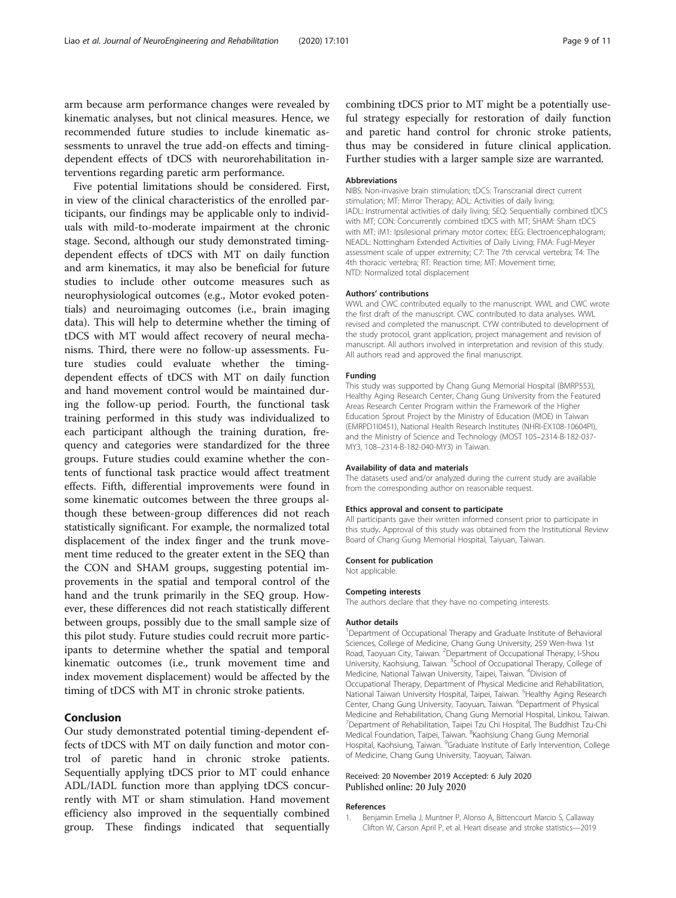arm because arm performance changes were revealed by kinematic analyses, but not clinical measures. Hence, we recommended future studies to include kinematic assessments to unravel the true add-on effects and timing-dependent effects of tDCS with neurorehabilitation interventions regarding paretic arm performance.

Five potential limitations should be considered. First, in view of the clinical characteristics of the enrolled participants, our findings may be applicable only to individuals with mild-to-moderate impairment at the chronic stage. Second, although our study demonstrated timing-dependent effects of tDCS with MT on daily function and arm kinematics, it may also be beneficial for future studies to include other outcome measures such as neurophysiological outcomes (e.g., Motor evoked potentials) and neuroimaging outcomes (i.e., brain imaging data). This will help to determine whether the timing of tDCS with MT would affect recovery of neural mechanisms. Third, there were no follow-up assessments. Future studies could evaluate whether the timing-dependent effects of tDCS with MT on daily function and hand movement control would be maintained during the follow-up period. Fourth, the functional task training performed in this study was individualized to each participant although the training duration, frequency and categories were standardized for the three groups. Future studies could examine whether the contents of functional task practice would affect treatment effects. Fifth, differential improvements were found in some kinematic outcomes between the three groups although these between-group differences did not reach statistically significant. For example, the normalized total displacement of the index finger and the trunk movement time reduced to the greater extent in the SEQ than the CON and SHAM groups, suggesting potential improvements in the spatial and temporal control of the hand and the trunk primarily in the SEQ group. However, these differences did not reach statistically different between groups, possibly due to the small sample size of this pilot study. Future studies could recruit more participants to determine whether the spatial and temporal kinematic outcomes (i.e., trunk movement time and index movement displacement) would be affected by the timing of tDCS with MT in chronic stroke patients.

## Conclusion

Our study demonstrated potential timing-dependent effects of tDCS with MT on daily function and motor control of paretic hand in chronic stroke patients. Sequentially applying tDCS prior to MT could enhance ADL/IADL function more than applying tDCS concurrently with MT or sham stimulation. Hand movement efficiency also improved in the sequentially combined group. These findings indicated that sequentially combining tDCS prior to MT might be a potentially useful strategy especially for restoration of daily function and paretic hand control for chronic stroke patients, thus may be considered in future clinical application. Further studies with a larger sample size are warranted.

#### Abbreviations

NIBS: Non-invasive brain stimulation; tDCS: Transcranial direct current stimulation; MT: Mirror Therapy; ADL: Activities of daily living; IADL: Instrumental activities of daily living; SEQ: Sequentially combined tDCS with MT; CON: Concurrently combined tDCS with MT; SHAM: Sham tDCS with MT; iM1: Ipsilesional primary motor cortex; EEG: Electroencephalogram; NEADL: Nottingham Extended Activities of Daily Living; FMA: Fugl-Meyer assessment scale of upper extremity; C7: The 7th cervical vertebra; T4: The 4th thoracic vertebra; RT: Reaction time; MT: Movement time; NTD: Normalized total displacement

#### Authors' contributions

WWL and CWC contributed equally to the manuscript. WWL and CWC wrote the first draft of the manuscript. CWC contributed to data analyses. WWL revised and completed the manuscript. CYW contributed to development of the study protocol, grant application, project management and revision of manuscript. All authors involved in interpretation and revision of this study. All authors read and approved the final manuscript.

#### Funding

This study was supported by Chang Gung Memorial Hospital (BMRP553), Healthy Aging Research Center, Chang Gung University from the Featured Areas Research Center Program within the Framework of the Higher Education Sprout Project by the Ministry of Education (MOE) in Taiwan (EMRPD1I0451), National Health Research Institutes (NHRI-EX108-10604PI), and the Ministry of Science and Technology (MOST 105–2314-B-182-037-MY3, 108–2314-B-182-040-MY3) in Taiwan.

#### Availability of data and materials

The datasets used and/or analyzed during the current study are available from the corresponding author on reasonable request.

#### Ethics approval and consent to participate

All participants gave their written informed consent prior to participate in this study. Approval of this study was obtained from the Institutional Review Board of Chang Gung Memorial Hospital, Taiyuan, Taiwan.

#### Consent for publication

Not applicable.

#### Competing interests

The authors declare that they have no competing interests.

#### Author details

[1]Department of Occupational Therapy and Graduate Institute of Behavioral Sciences, College of Medicine, Chang Gung University, 259 Wen-hwa 1st Road, Taoyuan City, Taiwan. [2]Department of Occupational Therapy, I-Shou University, Kaohsiung, Taiwan. [3]School of Occupational Therapy, College of Medicine, National Taiwan University, Taipei, Taiwan. [4]Division of Occupational Therapy, Department of Physical Medicine and Rehabilitation, National Taiwan University Hospital, Taipei, Taiwan. [5]Healthy Aging Research Center, Chang Gung University, Taoyuan, Taiwan. [6]Department of Physical Medicine and Rehabilitation, Chang Gung Memorial Hospital, Linkou, Taiwan. [7]Department of Rehabilitation, Taipei Tzu Chi Hospital, The Buddhist Tzu-Chi Medical Foundation, Taipei, Taiwan. [8]Kaohsiung Chang Gung Memorial Hospital, Kaohsiung, Taiwan. [9]Graduate Institute of Early Intervention, College of Medicine, Chang Gung University, Taoyuan, Taiwan.

Received: 20 November 2019 Accepted: 6 July 2020
Published online: 20 July 2020

#### References

1. Benjamin Emelia J, Muntner P, Alonso A, Bittencourt Marcio S, Callaway Clifton W, Carson April P, et al. Heart disease and stroke statistics—2019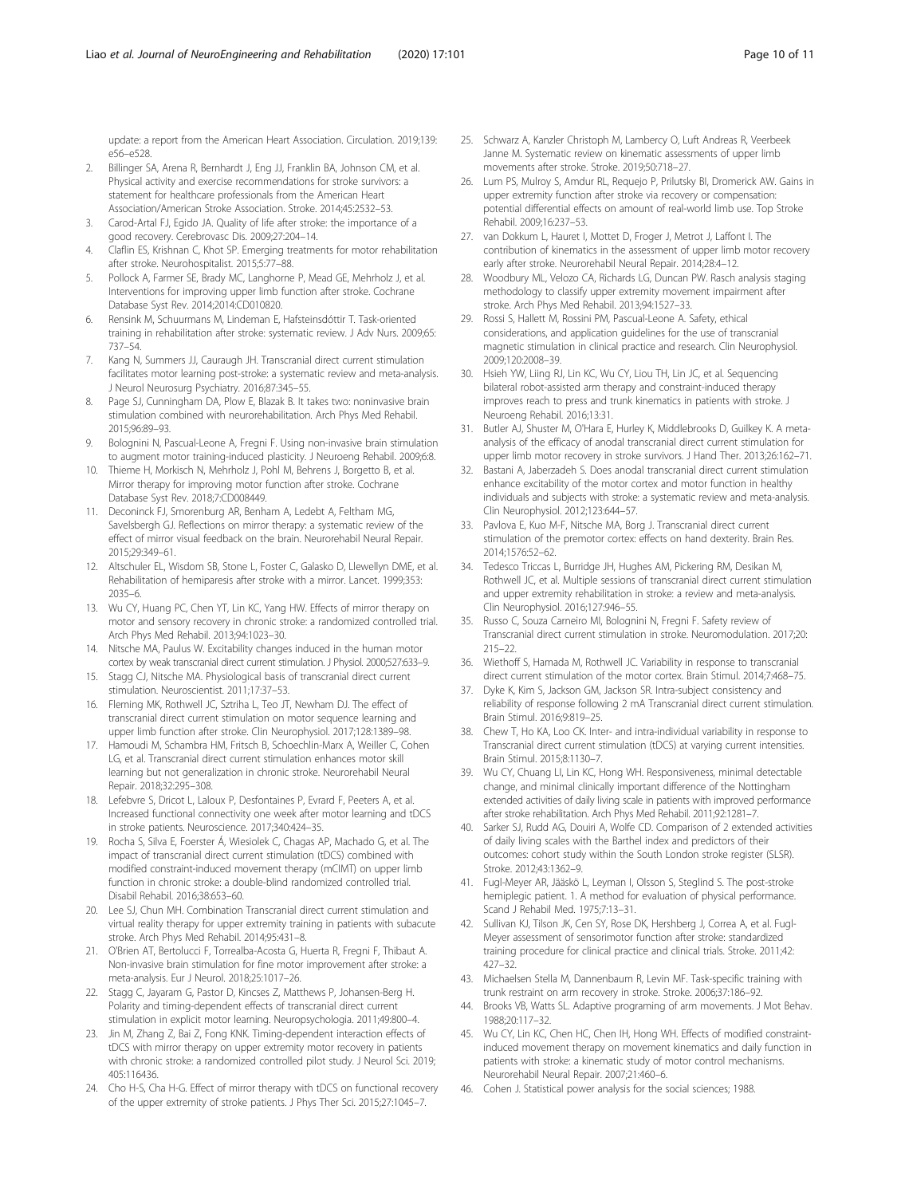update: a report from the American Heart Association. Circulation. 2019;139:e56–e528.

2. Billinger SA, Arena R, Bernhardt J, Eng JJ, Franklin BA, Johnson CM, et al. Physical activity and exercise recommendations for stroke survivors: a statement for healthcare professionals from the American Heart Association/American Stroke Association. Stroke. 2014;45:2532–53.
3. Carod-Artal FJ, Egido JA. Quality of life after stroke: the importance of a good recovery. Cerebrovasc Dis. 2009;27:204–14.
4. Claflin ES, Krishnan C, Khot SP. Emerging treatments for motor rehabilitation after stroke. Neurohospitalist. 2015;5:77–88.
5. Pollock A, Farmer SE, Brady MC, Langhorne P, Mead GE, Mehrholz J, et al. Interventions for improving upper limb function after stroke. Cochrane Database Syst Rev. 2014;2014:CD010820.
6. Rensink M, Schuurmans M, Lindeman E, Hafsteinsdóttir T. Task-oriented training in rehabilitation after stroke: systematic review. J Adv Nurs. 2009;65:737–54.
7. Kang N, Summers JJ, Cauraugh JH. Transcranial direct current stimulation facilitates motor learning post-stroke: a systematic review and meta-analysis. J Neurol Neurosurg Psychiatry. 2016;87:345–55.
8. Page SJ, Cunningham DA, Plow E, Blazak B. It takes two: noninvasive brain stimulation combined with neurorehabilitation. Arch Phys Med Rehabil. 2015;96:89–93.
9. Bolognini N, Pascual-Leone A, Fregni F. Using non-invasive brain stimulation to augment motor training-induced plasticity. J Neuroeng Rehabil. 2009;6:8.
10. Thieme H, Morkisch N, Mehrholz J, Pohl M, Behrens J, Borgetto B, et al. Mirror therapy for improving motor function after stroke. Cochrane Database Syst Rev. 2018;7:CD008449.
11. Deconinck FJ, Smorenburg AR, Benham A, Ledebt A, Feltham MG, Savelsbergh GJ. Reflections on mirror therapy: a systematic review of the effect of mirror visual feedback on the brain. Neurorehabil Neural Repair. 2015;29:349–61.
12. Altschuler EL, Wisdom SB, Stone L, Foster C, Galasko D, Llewellyn DME, et al. Rehabilitation of hemiparesis after stroke with a mirror. Lancet. 1999;353:2035–6.
13. Wu CY, Huang PC, Chen YT, Lin KC, Yang HW. Effects of mirror therapy on motor and sensory recovery in chronic stroke: a randomized controlled trial. Arch Phys Med Rehabil. 2013;94:1023–30.
14. Nitsche MA, Paulus W. Excitability changes induced in the human motor cortex by weak transcranial direct current stimulation. J Physiol. 2000;527:633–9.
15. Stagg CJ, Nitsche MA. Physiological basis of transcranial direct current stimulation. Neuroscientist. 2011;17:37–53.
16. Fleming MK, Rothwell JC, Sztriha L, Teo JT, Newham DJ. The effect of transcranial direct current stimulation on motor sequence learning and upper limb function after stroke. Clin Neurophysiol. 2017;128:1389–98.
17. Hamoudi M, Schambra HM, Fritsch B, Schoechlin-Marx A, Weiller C, Cohen LG, et al. Transcranial direct current stimulation enhances motor skill learning but not generalization in chronic stroke. Neurorehabil Neural Repair. 2018;32:295–308.
18. Lefebvre S, Dricot L, Laloux P, Desfontaines P, Evrard F, Peeters A, et al. Increased functional connectivity one week after motor learning and tDCS in stroke patients. Neuroscience. 2017;340:424–35.
19. Rocha S, Silva E, Foerster Á, Wiesiolek C, Chagas AP, Machado G, et al. The impact of transcranial direct current stimulation (tDCS) combined with modified constraint-induced movement therapy (mCIMT) on upper limb function in chronic stroke: a double-blind randomized controlled trial. Disabil Rehabil. 2016;38:653–60.
20. Lee SJ, Chun MH. Combination Transcranial direct current stimulation and virtual reality therapy for upper extremity training in patients with subacute stroke. Arch Phys Med Rehabil. 2014;95:431–8.
21. O'Brien AT, Bertolucci F, Torrealba-Acosta G, Huerta R, Fregni F, Thibaut A. Non-invasive brain stimulation for fine motor improvement after stroke: a meta-analysis. Eur J Neurol. 2018;25:1017–26.
22. Stagg C, Jayaram G, Pastor D, Kincses Z, Matthews P, Johansen-Berg H. Polarity and timing-dependent effects of transcranial direct current stimulation in explicit motor learning. Neuropsychologia. 2011;49:800–4.
23. Jin M, Zhang Z, Bai Z, Fong KNK. Timing-dependent interaction effects of tDCS with mirror therapy on upper extremity motor recovery in patients with chronic stroke: a randomized controlled pilot study. J Neurol Sci. 2019;405:116436.
24. Cho H-S, Cha H-G. Effect of mirror therapy with tDCS on functional recovery of the upper extremity of stroke patients. J Phys Ther Sci. 2015;27:1045–7.
25. Schwarz A, Kanzler Christoph M, Lambercy O, Luft Andreas R, Veerbeek Janne M. Systematic review on kinematic assessments of upper limb movements after stroke. Stroke. 2019;50:718–27.
26. Lum PS, Mulroy S, Amdur RL, Requejo P, Prilutsky BI, Dromerick AW. Gains in upper extremity function after stroke via recovery or compensation: potential differential effects on amount of real-world limb use. Top Stroke Rehabil. 2009;16:237–53.
27. van Dokkum L, Hauret I, Mottet D, Froger J, Metrot J, Laffont I. The contribution of kinematics in the assessment of upper limb motor recovery early after stroke. Neurorehabil Neural Repair. 2014;28:4–12.
28. Woodbury ML, Velozo CA, Richards LG, Duncan PW. Rasch analysis staging methodology to classify upper extremity movement impairment after stroke. Arch Phys Med Rehabil. 2013;94:1527–33.
29. Rossi S, Hallett M, Rossini PM, Pascual-Leone A. Safety, ethical considerations, and application guidelines for the use of transcranial magnetic stimulation in clinical practice and research. Clin Neurophysiol. 2009;120:2008–39.
30. Hsieh YW, Liing RJ, Lin KC, Wu CY, Liou TH, Lin JC, et al. Sequencing bilateral robot-assisted arm therapy and constraint-induced therapy improves reach to press and trunk kinematics in patients with stroke. J Neuroeng Rehabil. 2016;13:31.
31. Butler AJ, Shuster M, O'Hara E, Hurley K, Middlebrooks D, Guilkey K. A meta-analysis of the efficacy of anodal transcranial direct current stimulation for upper limb motor recovery in stroke survivors. J Hand Ther. 2013;26:162–71.
32. Bastani A, Jaberzadeh S. Does anodal transcranial direct current stimulation enhance excitability of the motor cortex and motor function in healthy individuals and subjects with stroke: a systematic review and meta-analysis. Clin Neurophysiol. 2012;123:644–57.
33. Pavlova E, Kuo M-F, Nitsche MA, Borg J. Transcranial direct current stimulation of the premotor cortex: effects on hand dexterity. Brain Res. 2014;1576:52–62.
34. Tedesco Triccas L, Burridge JH, Hughes AM, Pickering RM, Desikan M, Rothwell JC, et al. Multiple sessions of transcranial direct current stimulation and upper extremity rehabilitation in stroke: a review and meta-analysis. Clin Neurophysiol. 2016;127:946–55.
35. Russo C, Souza Carneiro MI, Bolognini N, Fregni F. Safety review of Transcranial direct current stimulation in stroke. Neuromodulation. 2017;20:215–22.
36. Wiethoff S, Hamada M, Rothwell JC. Variability in response to transcranial direct current stimulation of the motor cortex. Brain Stimul. 2014;7:468–75.
37. Dyke K, Kim S, Jackson GM, Jackson SR. Intra-subject consistency and reliability of response following 2 mA Transcranial direct current stimulation. Brain Stimul. 2016;9:819–25.
38. Chew T, Ho KA, Loo CK. Inter- and intra-individual variability in response to Transcranial direct current stimulation (tDCS) at varying current intensities. Brain Stimul. 2015;8:1130–7.
39. Wu CY, Chuang LI, Lin KC, Hong WH. Responsiveness, minimal detectable change, and minimal clinically important difference of the Nottingham extended activities of daily living scale in patients with improved performance after stroke rehabilitation. Arch Phys Med Rehabil. 2011;92:1281–7.
40. Sarker SJ, Rudd AG, Douiri A, Wolfe CD. Comparison of 2 extended activities of daily living scales with the Barthel index and predictors of their outcomes: cohort study within the South London stroke register (SLSR). Stroke. 2012;43:1362–9.
41. Fugl-Meyer AR, Jääskö L, Leyman I, Olsson S, Steglind S. The post-stroke hemiplegic patient. 1. A method for evaluation of physical performance. Scand J Rehabil Med. 1975;7:13–31.
42. Sullivan KJ, Tilson JK, Cen SY, Rose DK, Hershberg J, Correa A, et al. Fugl-Meyer assessment of sensorimotor function after stroke: standardized training procedure for clinical practice and clinical trials. Stroke. 2011;42:427–32.
43. Michaelsen Stella M, Dannenbaum R, Levin MF. Task-specific training with trunk restraint on arm recovery in stroke. Stroke. 2006;37:186–92.
44. Brooks VB, Watts SL. Adaptive programing of arm movements. J Mot Behav. 1988;20:117–32.
45. Wu CY, Lin KC, Chen HC, Chen IH, Hong WH. Effects of modified constraint-induced movement therapy on movement kinematics and daily function in patients with stroke: a kinematic study of motor control mechanisms. Neurorehabil Neural Repair. 2007;21:460–6.
46. Cohen J. Statistical power analysis for the social sciences; 1988.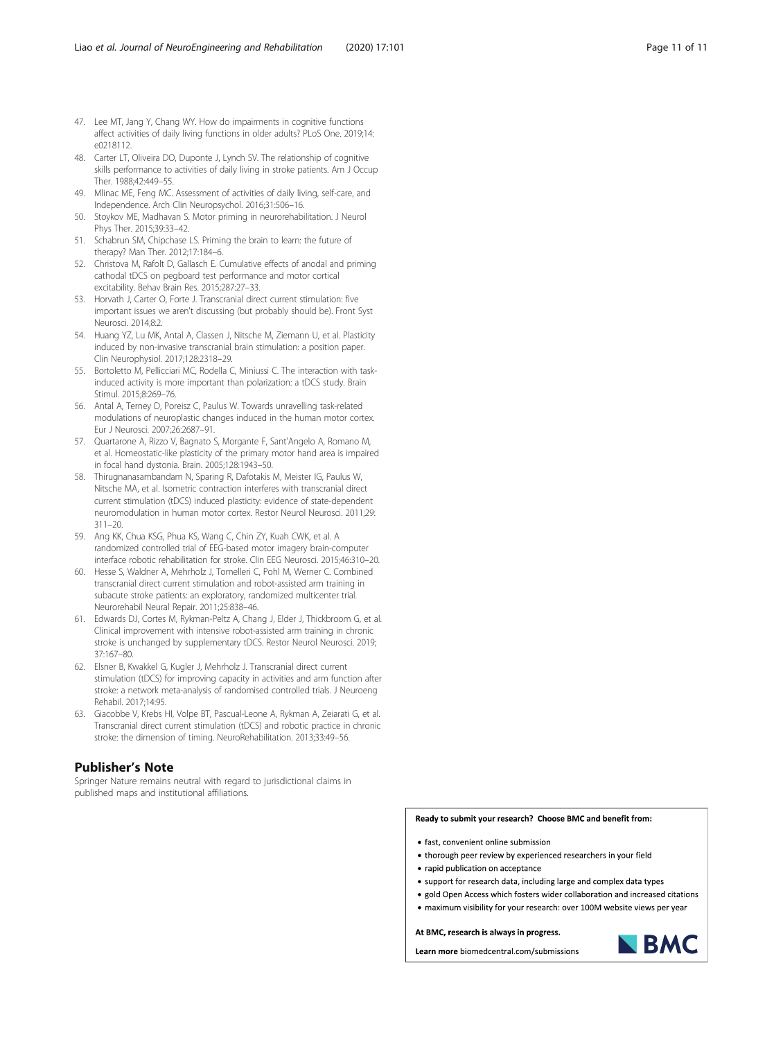47. Lee MT, Jang Y, Chang WY. How do impairments in cognitive functions affect activities of daily living functions in older adults? PLoS One. 2019;14: e0218112.
48. Carter LT, Oliveira DO, Duponte J, Lynch SV. The relationship of cognitive skills performance to activities of daily living in stroke patients. Am J Occup Ther. 1988;42:449–55.
49. Mlinac ME, Feng MC. Assessment of activities of daily living, self-care, and Independence. Arch Clin Neuropsychol. 2016;31:506–16.
50. Stoykov ME, Madhavan S. Motor priming in neurorehabilitation. J Neurol Phys Ther. 2015;39:33–42.
51. Schabrun SM, Chipchase LS. Priming the brain to learn: the future of therapy? Man Ther. 2012;17:184–6.
52. Christova M, Rafolt D, Gallasch E. Cumulative effects of anodal and priming cathodal tDCS on pegboard test performance and motor cortical excitability. Behav Brain Res. 2015;287:27–33.
53. Horvath J, Carter O, Forte J. Transcranial direct current stimulation: five important issues we aren't discussing (but probably should be). Front Syst Neurosci. 2014;8:2.
54. Huang YZ, Lu MK, Antal A, Classen J, Nitsche M, Ziemann U, et al. Plasticity induced by non-invasive transcranial brain stimulation: a position paper. Clin Neurophysiol. 2017;128:2318–29.
55. Bortoletto M, Pellicciari MC, Rodella C, Miniussi C. The interaction with task-induced activity is more important than polarization: a tDCS study. Brain Stimul. 2015;8:269–76.
56. Antal A, Terney D, Poreisz C, Paulus W. Towards unravelling task-related modulations of neuroplastic changes induced in the human motor cortex. Eur J Neurosci. 2007;26:2687–91.
57. Quartarone A, Rizzo V, Bagnato S, Morgante F, Sant'Angelo A, Romano M, et al. Homeostatic-like plasticity of the primary motor hand area is impaired in focal hand dystonia. Brain. 2005;128:1943–50.
58. Thirugnanasambandam N, Sparing R, Dafotakis M, Meister IG, Paulus W, Nitsche MA, et al. Isometric contraction interferes with transcranial direct current stimulation (tDCS) induced plasticity: evidence of state-dependent neuromodulation in human motor cortex. Restor Neurol Neurosci. 2011;29: 311–20.
59. Ang KK, Chua KSG, Phua KS, Wang C, Chin ZY, Kuah CWK, et al. A randomized controlled trial of EEG-based motor imagery brain-computer interface robotic rehabilitation for stroke. Clin EEG Neurosci. 2015;46:310–20.
60. Hesse S, Waldner A, Mehrholz J, Tomelleri C, Pohl M, Werner C. Combined transcranial direct current stimulation and robot-assisted arm training in subacute stroke patients: an exploratory, randomized multicenter trial. Neurorehabil Neural Repair. 2011;25:838–46.
61. Edwards DJ, Cortes M, Rykman-Peltz A, Chang J, Elder J, Thickbroom G, et al. Clinical improvement with intensive robot-assisted arm training in chronic stroke is unchanged by supplementary tDCS. Restor Neurol Neurosci. 2019; 37:167–80.
62. Elsner B, Kwakkel G, Kugler J, Mehrholz J. Transcranial direct current stimulation (tDCS) for improving capacity in activities and arm function after stroke: a network meta-analysis of randomised controlled trials. J Neuroeng Rehabil. 2017;14:95.
63. Giacobbe V, Krebs HI, Volpe BT, Pascual-Leone A, Rykman A, Zeiarati G, et al. Transcranial direct current stimulation (tDCS) and robotic practice in chronic stroke: the dimension of timing. NeuroRehabilitation. 2013;33:49–56.

## Publisher's Note

Springer Nature remains neutral with regard to jurisdictional claims in published maps and institutional affiliations.

**Ready to submit your research? Choose BMC and benefit from:**

- fast, convenient online submission
- thorough peer review by experienced researchers in your field
- rapid publication on acceptance
- support for research data, including large and complex data types
- gold Open Access which fosters wider collaboration and increased citations
- maximum visibility for your research: over 100M website views per year

**At BMC, research is always in progress.**

**Learn more** biomedcentral.com/submissions

BMC